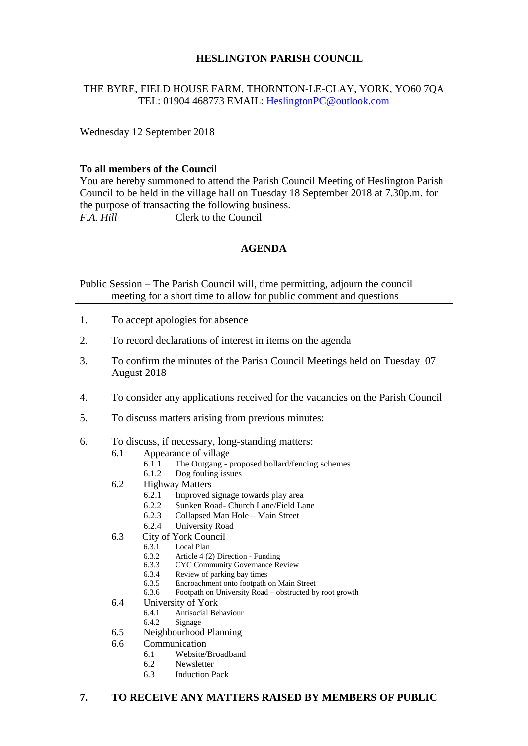# HESLINGTON PARISH COUNCIL

THE BYRE, FIELD HOUSE FARM, THORNTON-LE-CLAY, YORK, YO60 7QA
TEL: 01904 468773 EMAIL: HeslingtonPC@outlook.com

Wednesday 12 September 2018

**To all members of the Council**
You are hereby summoned to attend the Parish Council Meeting of Heslington Parish Council to be held in the village hall on Tuesday 18 September 2018 at 7.30p.m. for the purpose of transacting the following business.
*F.A. Hill* Clerk to the Council

## AGENDA

Public Session – The Parish Council will, time permitting, adjourn the council meeting for a short time to allow for public comment and questions

1. To accept apologies for absence
2. To record declarations of interest in items on the agenda
3. To confirm the minutes of the Parish Council Meetings held on Tuesday 07 August 2018
4. To consider any applications received for the vacancies on the Parish Council
5. To discuss matters arising from previous minutes:
6. To discuss, if necessary, long-standing matters:
   - 6.1 Appearance of village
     - 6.1.1 The Outgang - proposed bollard/fencing schemes
     - 6.1.2 Dog fouling issues
   - 6.2 Highway Matters
     - 6.2.1 Improved signage towards play area
     - 6.2.2 Sunken Road- Church Lane/Field Lane
     - 6.2.3 Collapsed Man Hole – Main Street
     - 6.2.4 University Road
   - 6.3 City of York Council
     - 6.3.1 Local Plan
     - 6.3.2 Article 4 (2) Direction - Funding
     - 6.3.3 CYC Community Governance Review
     - 6.3.4 Review of parking bay times
     - 6.3.5 Encroachment onto footpath on Main Street
     - 6.3.6 Footpath on University Road – obstructed by root growth
   - 6.4 University of York
     - 6.4.1 Antisocial Behaviour
     - 6.4.2 Signage
   - 6.5 Neighbourhood Planning
   - 6.6 Communication
     - 6.1 Website/Broadband
     - 6.2 Newsletter
     - 6.3 Induction Pack

**7. TO RECEIVE ANY MATTERS RAISED BY MEMBERS OF PUBLIC**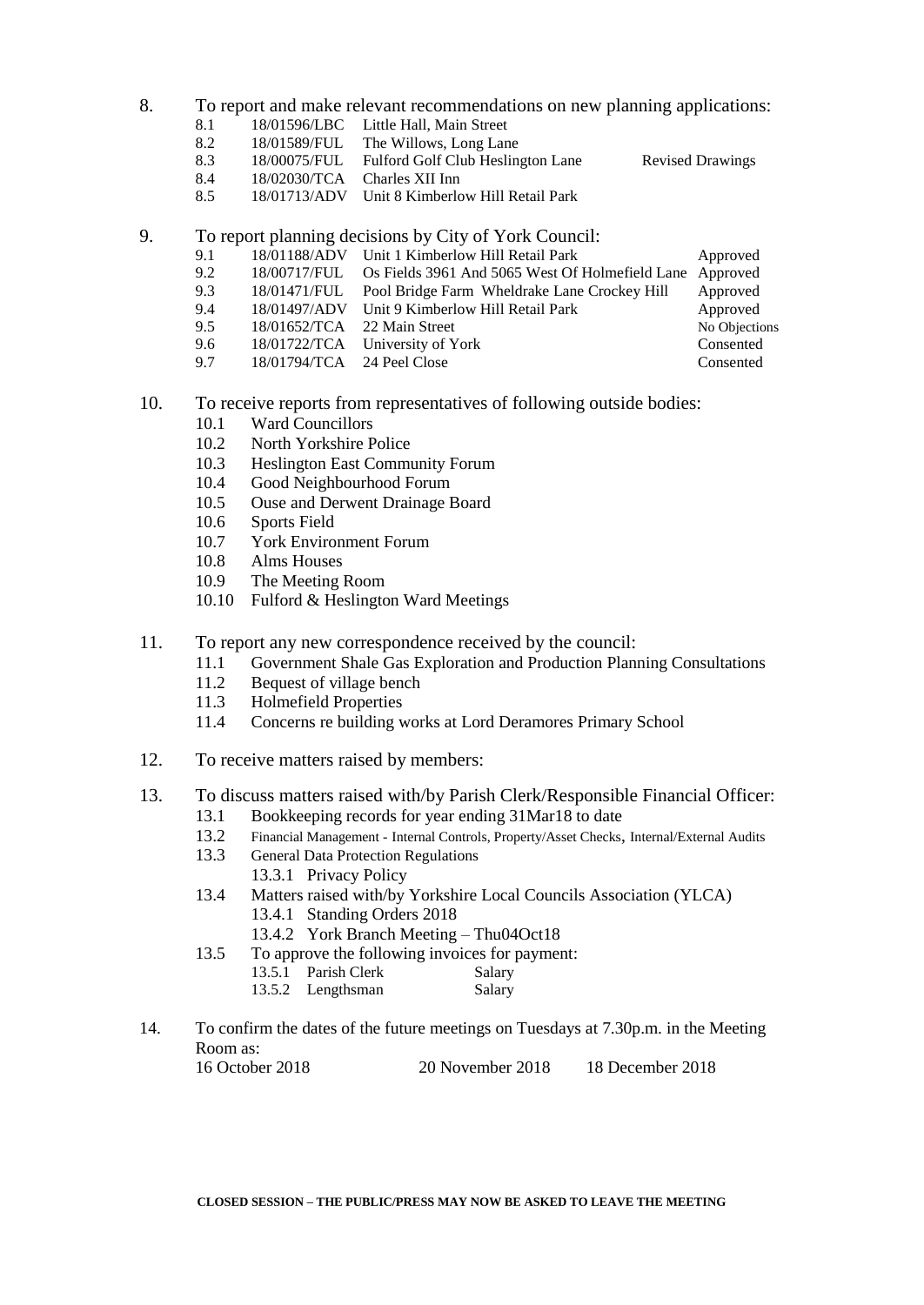8. To report and make relevant recommendations on new planning applications:
   - 8.1 18/01596/LBC Little Hall, Main Street
   - 8.2 18/01589/FUL The Willows, Long Lane
   - 8.3 18/00075/FUL Fulford Golf Club Heslington Lane Revised Drawings
   - 8.4 18/02030/TCA Charles XII Inn
   - 8.5 18/01713/ADV Unit 8 Kimberlow Hill Retail Park

9. To report planning decisions by City of York Council:

| | | | |
|---|---|---|---|
| 9.1 | 18/01188/ADV | Unit 1 Kimberlow Hill Retail Park | Approved |
| 9.2 | 18/00717/FUL | Os Fields 3961 And 5065 West Of Holmefield Lane | Approved |
| 9.3 | 18/01471/FUL | Pool Bridge Farm Wheldrake Lane Crockey Hill | Approved |
| 9.4 | 18/01497/ADV | Unit 9 Kimberlow Hill Retail Park | Approved |
| 9.5 | 18/01652/TCA | 22 Main Street | No Objections |
| 9.6 | 18/01722/TCA | University of York | Consented |
| 9.7 | 18/01794/TCA | 24 Peel Close | Consented |

10. To receive reports from representatives of following outside bodies:
    - 10.1 Ward Councillors
    - 10.2 North Yorkshire Police
    - 10.3 Heslington East Community Forum
    - 10.4 Good Neighbourhood Forum
    - 10.5 Ouse and Derwent Drainage Board
    - 10.6 Sports Field
    - 10.7 York Environment Forum
    - 10.8 Alms Houses
    - 10.9 The Meeting Room
    - 10.10 Fulford & Heslington Ward Meetings

11. To report any new correspondence received by the council:
    - 11.1 Government Shale Gas Exploration and Production Planning Consultations
    - 11.2 Bequest of village bench
    - 11.3 Holmefield Properties
    - 11.4 Concerns re building works at Lord Deramores Primary School

12. To receive matters raised by members:

13. To discuss matters raised with/by Parish Clerk/Responsible Financial Officer:
    - 13.1 Bookkeeping records for year ending 31Mar18 to date
    - 13.2 Financial Management - Internal Controls, Property/Asset Checks, Internal/External Audits
    - 13.3 General Data Protection Regulations
      - 13.3.1 Privacy Policy
    - 13.4 Matters raised with/by Yorkshire Local Councils Association (YLCA)
      - 13.4.1 Standing Orders 2018
      - 13.4.2 York Branch Meeting – Thu04Oct18
    - 13.5 To approve the following invoices for payment:
      - 13.5.1 Parish Clerk Salary
      - 13.5.2 Lengthsman Salary

14. To confirm the dates of the future meetings on Tuesdays at 7.30p.m. in the Meeting Room as:
    16 October 2018 20 November 2018 18 December 2018

**CLOSED SESSION – THE PUBLIC/PRESS MAY NOW BE ASKED TO LEAVE THE MEETING**